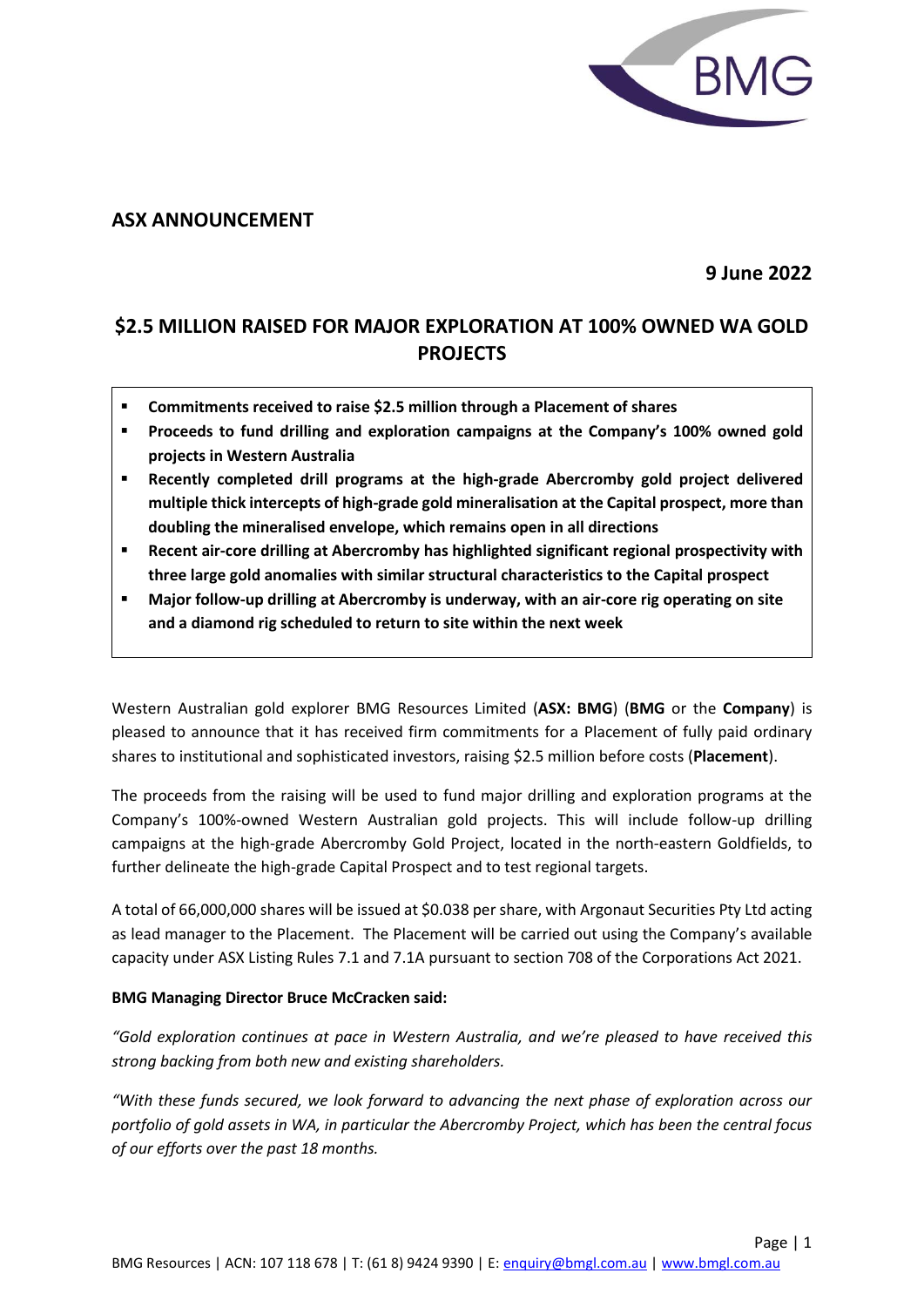## ASX ANNOUNCEMENT

**9 June 2022**

# $2.5 MILLION RAISED FOR MAJOR EXPLORATION AT 100% OWNED WA GOLD PROJECTS

- **Commitments received to raise $2.5 million through a Placement of shares**
- **Proceeds to fund drilling and exploration campaigns at the Company's 100% owned gold projects in Western Australia**
- **Recently completed drill programs at the high-grade Abercromby gold project delivered multiple thick intercepts of high-grade gold mineralisation at the Capital prospect, more than doubling the mineralised envelope, which remains open in all directions**
- **Recent air-core drilling at Abercromby has highlighted significant regional prospectivity with three large gold anomalies with similar structural characteristics to the Capital prospect**
- **Major follow-up drilling at Abercromby is underway, with an air-core rig operating on site and a diamond rig scheduled to return to site within the next week**

Western Australian gold explorer BMG Resources Limited (**ASX: BMG**) (**BMG** or the **Company**) is pleased to announce that it has received firm commitments for a Placement of fully paid ordinary shares to institutional and sophisticated investors, raising $2.5 million before costs (**Placement**).

The proceeds from the raising will be used to fund major drilling and exploration programs at the Company's 100%-owned Western Australian gold projects. This will include follow-up drilling campaigns at the high-grade Abercromby Gold Project, located in the north-eastern Goldfields, to further delineate the high-grade Capital Prospect and to test regional targets.

A total of 66,000,000 shares will be issued at $0.038 per share, with Argonaut Securities Pty Ltd acting as lead manager to the Placement. The Placement will be carried out using the Company's available capacity under ASX Listing Rules 7.1 and 7.1A pursuant to section 708 of the Corporations Act 2021.

**BMG Managing Director Bruce McCracken said:**

*"Gold exploration continues at pace in Western Australia, and we're pleased to have received this strong backing from both new and existing shareholders.*

*"With these funds secured, we look forward to advancing the next phase of exploration across our portfolio of gold assets in WA, in particular the Abercromby Project, which has been the central focus of our efforts over the past 18 months.*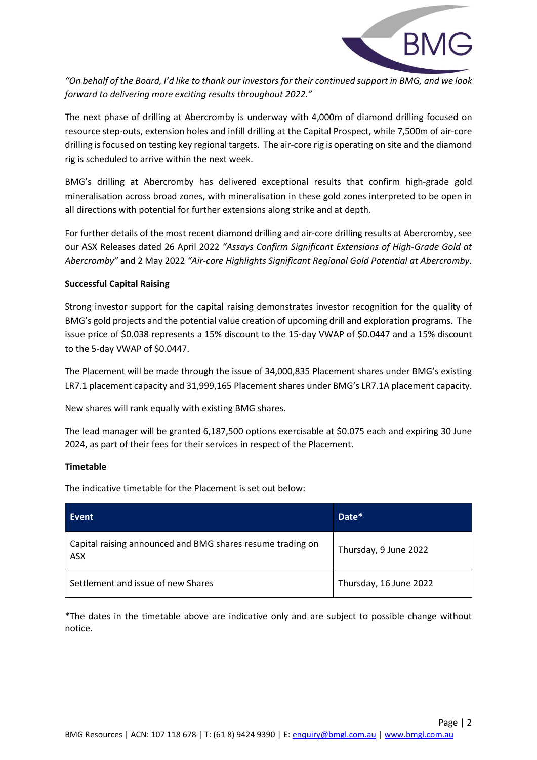*"On behalf of the Board, I'd like to thank our investors for their continued support in BMG, and we look forward to delivering more exciting results throughout 2022."*

The next phase of drilling at Abercromby is underway with 4,000m of diamond drilling focused on resource step-outs, extension holes and infill drilling at the Capital Prospect, while 7,500m of air-core drilling is focused on testing key regional targets. The air-core rig is operating on site and the diamond rig is scheduled to arrive within the next week.

BMG's drilling at Abercromby has delivered exceptional results that confirm high-grade gold mineralisation across broad zones, with mineralisation in these gold zones interpreted to be open in all directions with potential for further extensions along strike and at depth.

For further details of the most recent diamond drilling and air-core drilling results at Abercromby, see our ASX Releases dated 26 April 2022 *"Assays Confirm Significant Extensions of High-Grade Gold at Abercromby"* and 2 May 2022 *"Air-core Highlights Significant Regional Gold Potential at Abercromby*.

**Successful Capital Raising**

Strong investor support for the capital raising demonstrates investor recognition for the quality of BMG's gold projects and the potential value creation of upcoming drill and exploration programs. The issue price of $0.038 represents a 15% discount to the 15-day VWAP of $0.0447 and a 15% discount to the 5-day VWAP of $0.0447.

The Placement will be made through the issue of 34,000,835 Placement shares under BMG's existing LR7.1 placement capacity and 31,999,165 Placement shares under BMG's LR7.1A placement capacity.

New shares will rank equally with existing BMG shares.

The lead manager will be granted 6,187,500 options exercisable at $0.075 each and expiring 30 June 2024, as part of their fees for their services in respect of the Placement.

**Timetable**

The indicative timetable for the Placement is set out below:

| Event | Date* |
|---|---|
| Capital raising announced and BMG shares resume trading on ASX | Thursday, 9 June 2022 |
| Settlement and issue of new Shares | Thursday, 16 June 2022 |

*The dates in the timetable above are indicative only and are subject to possible change without notice.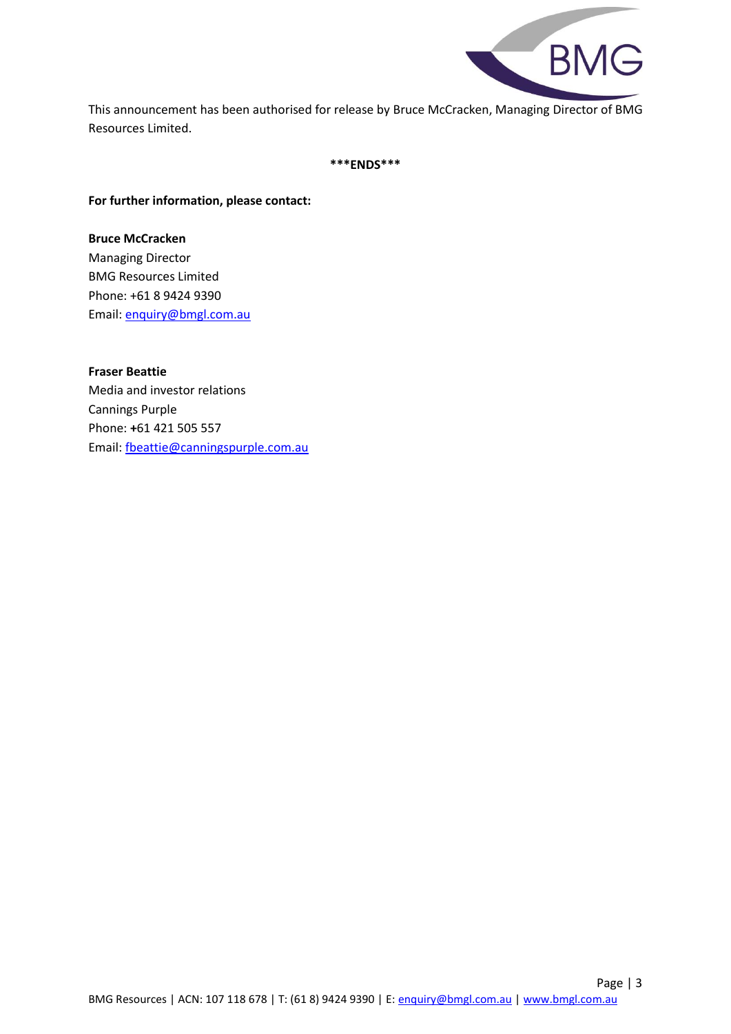This announcement has been authorised for release by Bruce McCracken, Managing Director of BMG Resources Limited.

***ENDS***

**For further information, please contact:**

**Bruce McCracken**
Managing Director
BMG Resources Limited
Phone: +61 8 9424 9390
Email: enquiry@bmgl.com.au

**Fraser Beattie**
Media and investor relations
Cannings Purple
Phone: **+**61 421 505 557
Email: fbeattie@canningspurple.com.au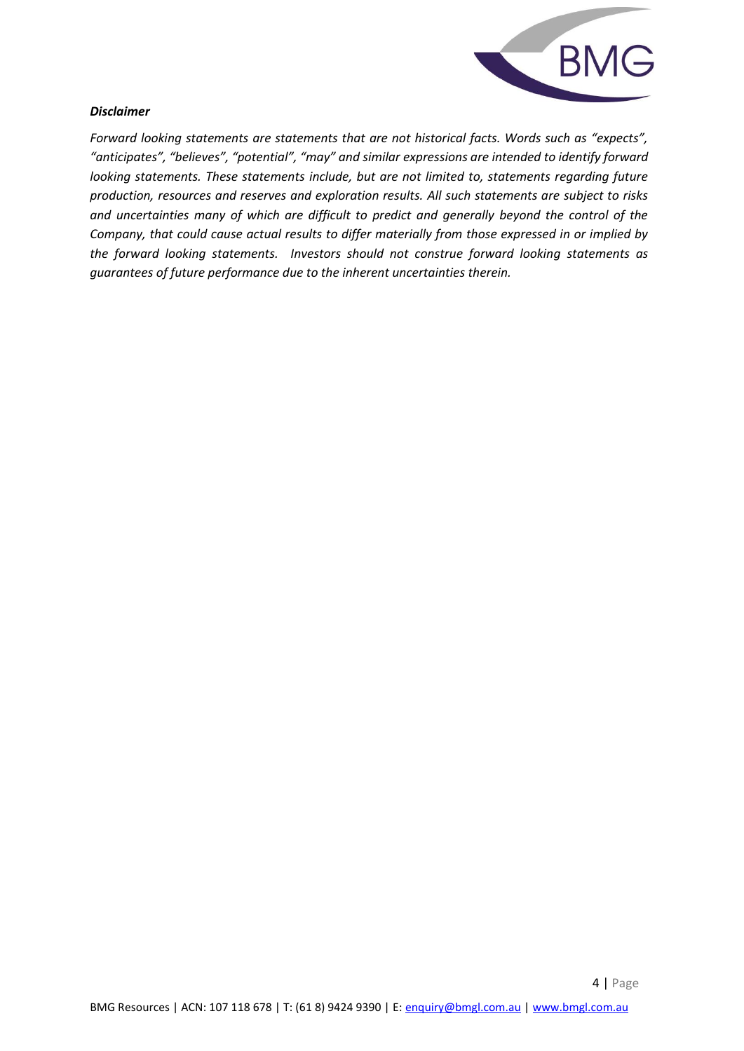***Disclaimer***

*Forward looking statements are statements that are not historical facts. Words such as "expects", "anticipates", "believes", "potential", "may" and similar expressions are intended to identify forward looking statements. These statements include, but are not limited to, statements regarding future production, resources and reserves and exploration results. All such statements are subject to risks and uncertainties many of which are difficult to predict and generally beyond the control of the Company, that could cause actual results to differ materially from those expressed in or implied by the forward looking statements. Investors should not construe forward looking statements as guarantees of future performance due to the inherent uncertainties therein.*